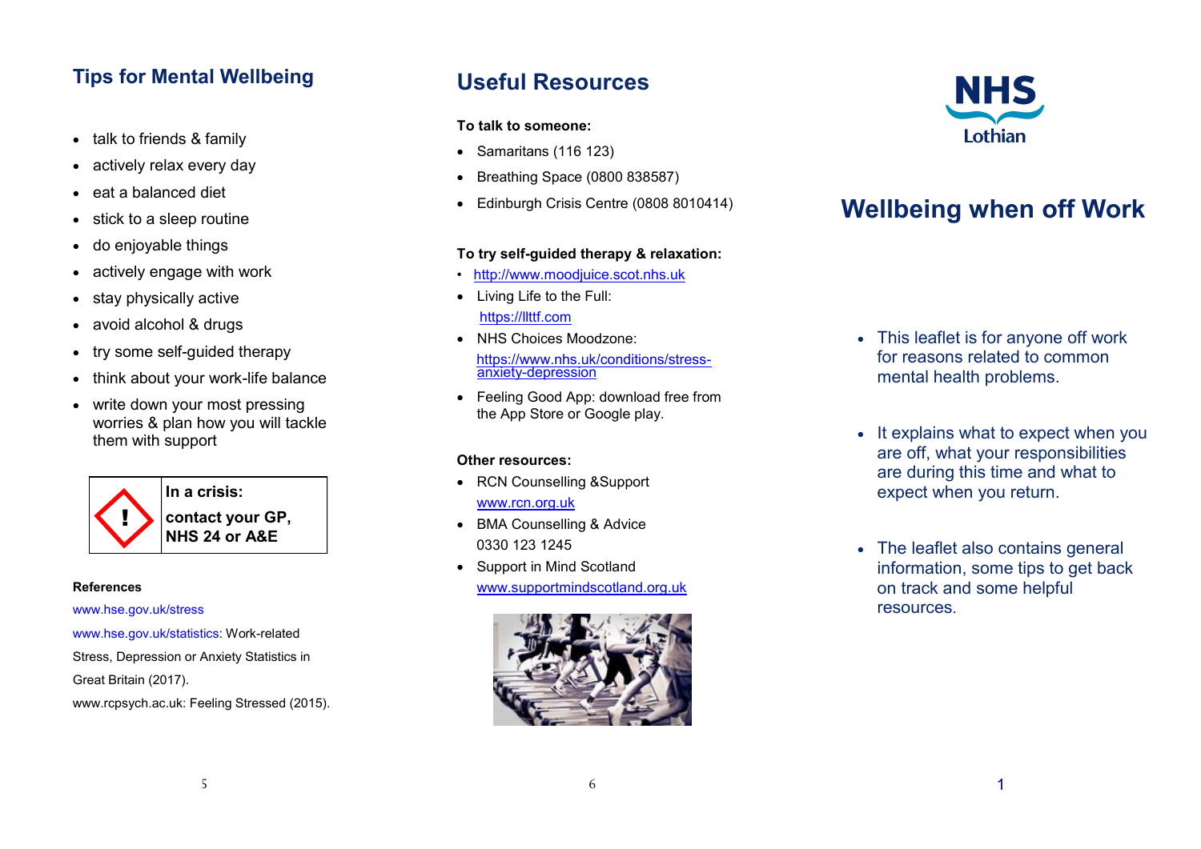## Tips for Mental Wellbeing

- talk to friends & family
- actively relax every day
- eat a balanced diet
- stick to a sleep routine
- do enjoyable things
- actively engage with work
- stay physically active
- avoid alcohol & drugs
- try some self-guided therapy
- think about your work-life balance
- write down your most pressing worries & plan how you will tackle them with support

**In a crisis:**

**contact your GP, NHS 24 or A&E**

**References**

www.hse.gov.uk/stress

www.hse.gov.uk/statistics: Work-related Stress, Depression or Anxiety Statistics in Great Britain (2017).

www.rcpsych.ac.uk: Feeling Stressed (2015).

## Useful Resources

**To talk to someone:**

- Samaritans (116 123)
- Breathing Space (0800 838587)
- Edinburgh Crisis Centre (0808 8010414)

**To try self-guided therapy & relaxation:**

- http://www.moodjuice.scot.nhs.uk
- Living Life to the Full: https://llttf.com
- NHS Choices Moodzone: https://www.nhs.uk/conditions/stress-anxiety-depression
- Feeling Good App: download free from the App Store or Google play.

**Other resources:**

- RCN Counselling &Support www.rcn.org.uk
- BMA Counselling & Advice 0330 123 1245
- Support in Mind Scotland www.supportmindscotland.org.uk

NHS Lothian

# Wellbeing when off Work

- This leaflet is for anyone off work for reasons related to common mental health problems.
- It explains what to expect when you are off, what your responsibilities are during this time and what to expect when you return.
- The leaflet also contains general information, some tips to get back on track and some helpful resources.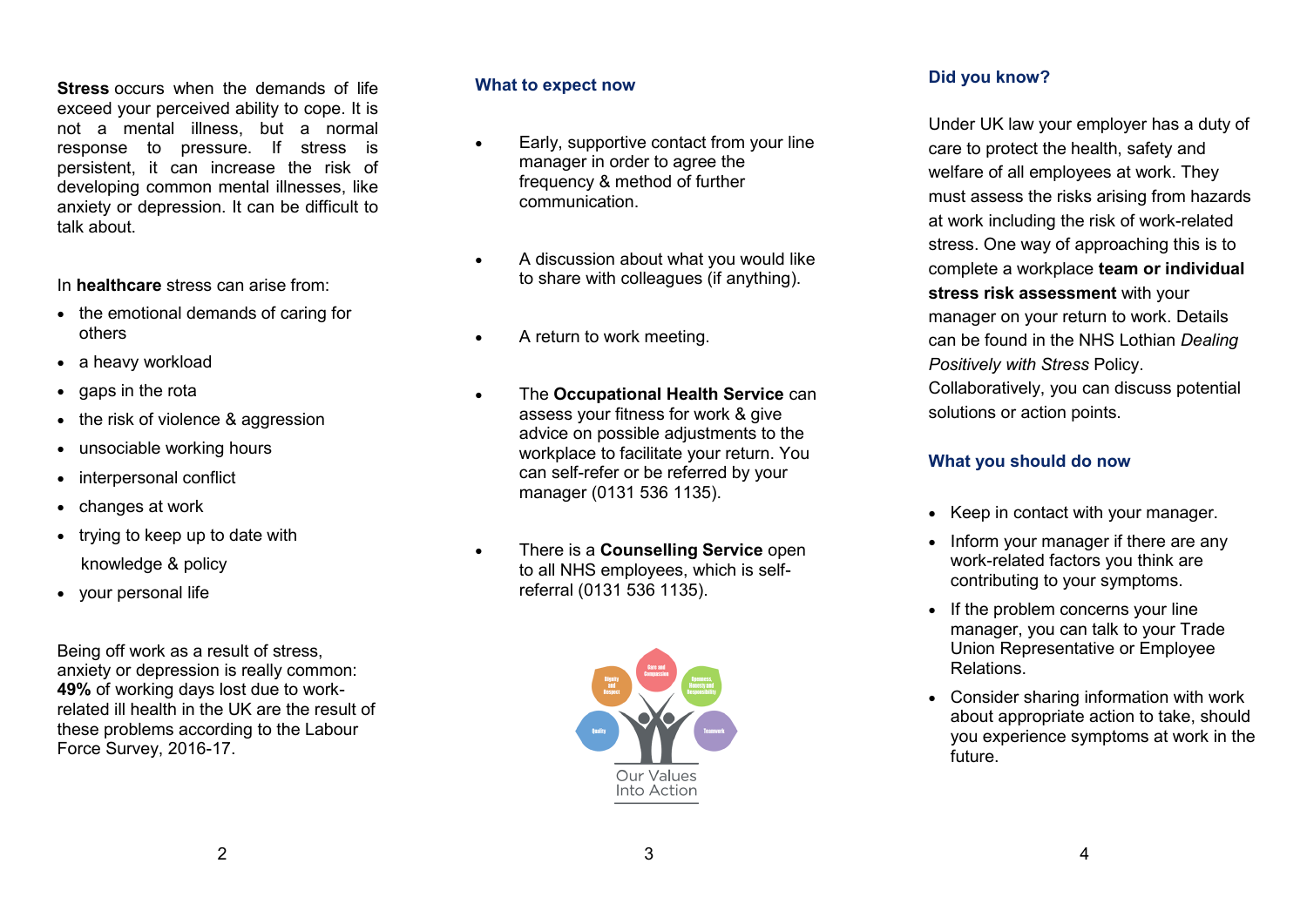**Stress** occurs when the demands of life exceed your perceived ability to cope. It is not a mental illness, but a normal response to pressure. If stress is persistent, it can increase the risk of developing common mental illnesses, like anxiety or depression. It can be difficult to talk about.

In **healthcare** stress can arise from:

- the emotional demands of caring for others
- a heavy workload
- gaps in the rota
- the risk of violence & aggression
- unsociable working hours
- interpersonal conflict
- changes at work
- trying to keep up to date with knowledge & policy
- your personal life

Being off work as a result of stress, anxiety or depression is really common: **49%** of working days lost due to work-related ill health in the UK are the result of these problems according to the Labour Force Survey, 2016-17.

## What to expect now

- Early, supportive contact from your line manager in order to agree the frequency & method of further communication.
- A discussion about what you would like to share with colleagues (if anything).
- A return to work meeting.
- The **Occupational Health Service** can assess your fitness for work & give advice on possible adjustments to the workplace to facilitate your return. You can self-refer or be referred by your manager (0131 536 1135).
- There is a **Counselling Service** open to all NHS employees, which is self-referral (0131 536 1135).

Our Values Into Action

## Did you know?

Under UK law your employer has a duty of care to protect the health, safety and welfare of all employees at work. They must assess the risks arising from hazards at work including the risk of work-related stress. One way of approaching this is to complete a workplace **team or individual stress risk assessment** with your manager on your return to work. Details can be found in the NHS Lothian *Dealing Positively with Stress* Policy. Collaboratively, you can discuss potential solutions or action points.

## What you should do now

- Keep in contact with your manager.
- Inform your manager if there are any work-related factors you think are contributing to your symptoms.
- If the problem concerns your line manager, you can talk to your Trade Union Representative or Employee Relations.
- Consider sharing information with work about appropriate action to take, should you experience symptoms at work in the future.